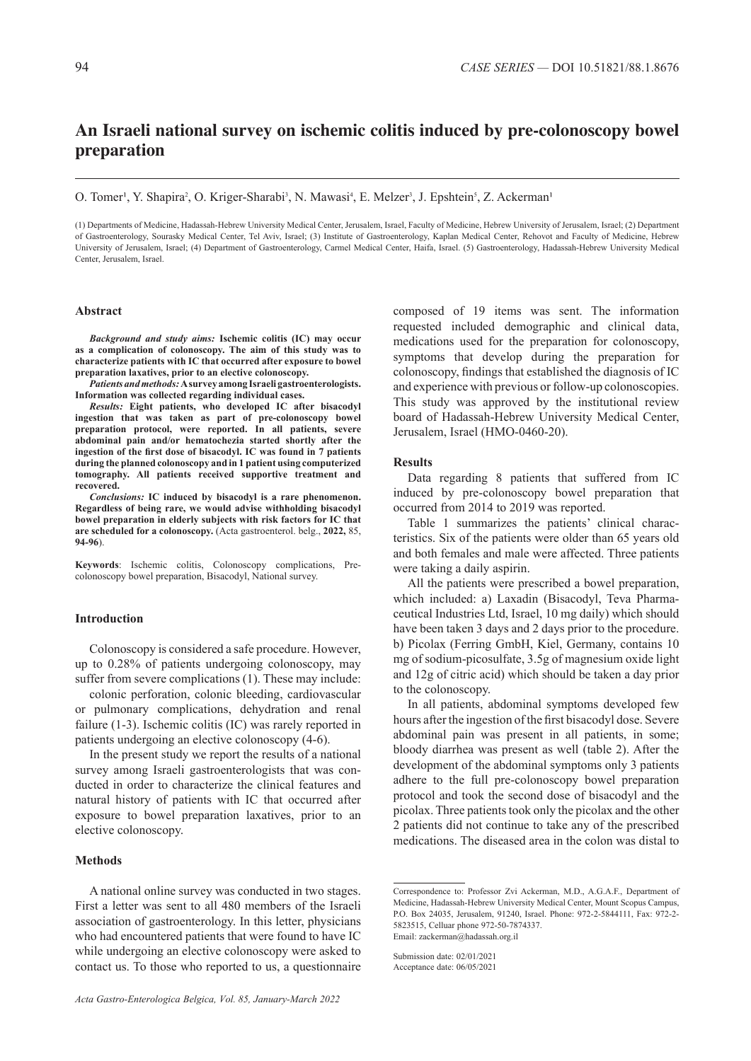# An Israeli national survey on ischemic colitis induced by pre-colonoscopy bowel preparation

O. Tomer[1], Y. Shapira[2], O. Kriger-Sharabi[3], N. Mawasi[4], E. Melzer[3], J. Epshtein[5], Z. Ackerman[1]

(1) Departments of Medicine, Hadassah-Hebrew University Medical Center, Jerusalem, Israel, Faculty of Medicine, Hebrew University of Jerusalem, Israel; (2) Department of Gastroenterology, Sourasky Medical Center, Tel Aviv, Israel; (3) Institute of Gastroenterology, Kaplan Medical Center, Rehovot and Faculty of Medicine, Hebrew University of Jerusalem, Israel; (4) Department of Gastroenterology, Carmel Medical Center, Haifa, Israel. (5) Gastroenterology, Hadassah-Hebrew University Medical Center, Jerusalem, Israel.

## Abstract

***Background and study aims:*** **Ischemic colitis (IC) may occur as a complication of colonoscopy. The aim of this study was to characterize patients with IC that occurred after exposure to bowel preparation laxatives, prior to an elective colonoscopy.**

***Patients and methods:*** **A survey among Israeli gastroenterologists. Information was collected regarding individual cases.**

***Results:*** **Eight patients, who developed IC after bisacodyl ingestion that was taken as part of pre-colonoscopy bowel preparation protocol, were reported. In all patients, severe abdominal pain and/or hematochezia started shortly after the ingestion of the first dose of bisacodyl. IC was found in 7 patients during the planned colonoscopy and in 1 patient using computerized tomography. All patients received supportive treatment and recovered.**

***Conclusions:*** **IC induced by bisacodyl is a rare phenomenon. Regardless of being rare, we would advise withholding bisacodyl bowel preparation in elderly subjects with risk factors for IC that are scheduled for a colonoscopy.** (Acta gastroenterol. belg., **2022,** 85, **94-96**).

**Keywords**: Ischemic colitis, Colonoscopy complications, Pre-colonoscopy bowel preparation, Bisacodyl, National survey.

## Introduction

Colonoscopy is considered a safe procedure. However, up to 0.28% of patients undergoing colonoscopy, may suffer from severe complications (1). These may include: colonic perforation, colonic bleeding, cardiovascular or pulmonary complications, dehydration and renal failure (1-3). Ischemic colitis (IC) was rarely reported in patients undergoing an elective colonoscopy (4-6).

In the present study we report the results of a national survey among Israeli gastroenterologists that was conducted in order to characterize the clinical features and natural history of patients with IC that occurred after exposure to bowel preparation laxatives, prior to an elective colonoscopy.

## Methods

A national online survey was conducted in two stages. First a letter was sent to all 480 members of the Israeli association of gastroenterology. In this letter, physicians who had encountered patients that were found to have IC while undergoing an elective colonoscopy were asked to contact us. To those who reported to us, a questionnaire composed of 19 items was sent. The information requested included demographic and clinical data, medications used for the preparation for colonoscopy, symptoms that develop during the preparation for colonoscopy, findings that established the diagnosis of IC and experience with previous or follow-up colonoscopies. This study was approved by the institutional review board of Hadassah-Hebrew University Medical Center, Jerusalem, Israel (HMO-0460-20).

## Results

Data regarding 8 patients that suffered from IC induced by pre-colonoscopy bowel preparation that occurred from 2014 to 2019 was reported.

Table 1 summarizes the patients' clinical characteristics. Six of the patients were older than 65 years old and both females and male were affected. Three patients were taking a daily aspirin.

All the patients were prescribed a bowel preparation, which included: a) Laxadin (Bisacodyl, Teva Pharmaceutical Industries Ltd, Israel, 10 mg daily) which should have been taken 3 days and 2 days prior to the procedure. b) Picolax (Ferring GmbH, Kiel, Germany, contains 10 mg of sodium-picosulfate, 3.5g of magnesium oxide light and 12g of citric acid) which should be taken a day prior to the colonoscopy.

In all patients, abdominal symptoms developed few hours after the ingestion of the first bisacodyl dose. Severe abdominal pain was present in all patients, in some; bloody diarrhea was present as well (table 2). After the development of the abdominal symptoms only 3 patients adhere to the full pre-colonoscopy bowel preparation protocol and took the second dose of bisacodyl and the picolax. Three patients took only the picolax and the other 2 patients did not continue to take any of the prescribed medications. The diseased area in the colon was distal to

Correspondence to: Professor Zvi Ackerman, M.D., A.G.A.F., Department of Medicine, Hadassah-Hebrew University Medical Center, Mount Scopus Campus, P.O. Box 24035, Jerusalem, 91240, Israel. Phone: 972-2-5844111, Fax: 972-2-5823515, Celluar phone 972-50-7874337.
Email: zackerman@hadassah.org.il

Submission date: 02/01/2021
Acceptance date: 06/05/2021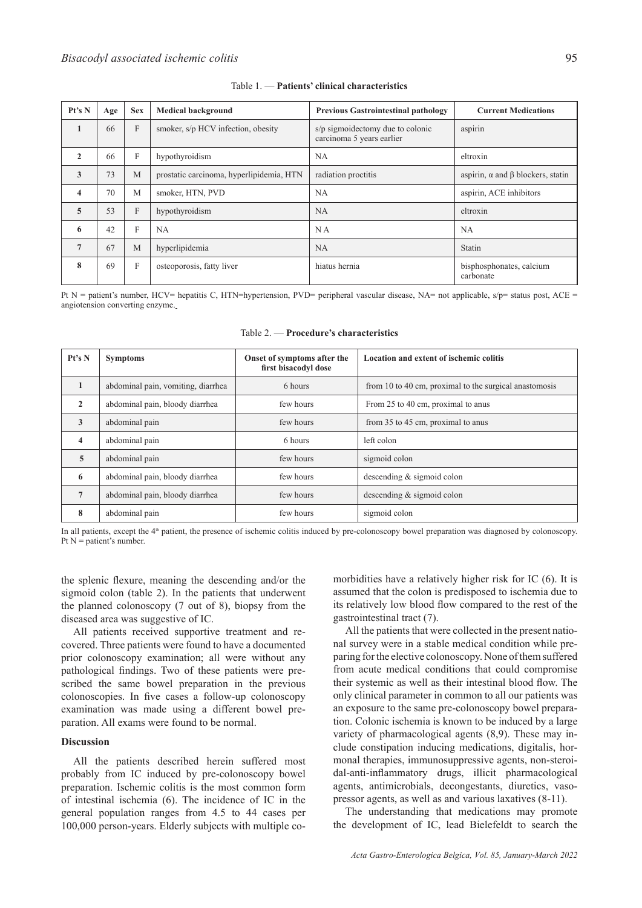Table 1. — **Patients' clinical characteristics**

| Pt's N | Age | Sex | Medical background | Previous Gastrointestinal pathology | Current Medications |
|---|---|---|---|---|---|
| 1 | 66 | F | smoker, s/p HCV infection, obesity | s/p sigmoidectomy due to colonic carcinoma 5 years earlier | aspirin |
| 2 | 66 | F | hypothyroidism | NA | eltroxin |
| 3 | 73 | M | prostatic carcinoma, hyperlipidemia, HTN | radiation proctitis | aspirin, α and β blockers, statin |
| 4 | 70 | M | smoker, HTN, PVD | NA | aspirin, ACE inhibitors |
| 5 | 53 | F | hypothyroidism | NA | eltroxin |
| 6 | 42 | F | NA | N A | NA |
| 7 | 67 | M | hyperlipidemia | NA | Statin |
| 8 | 69 | F | osteoporosis, fatty liver | hiatus hernia | bisphosphonates, calcium carbonate |

Pt N = patient's number, HCV= hepatitis C, HTN=hypertension, PVD= peripheral vascular disease, NA= not applicable, s/p= status post, ACE = angiotension converting enzyme.

Table 2. — **Procedure's characteristics**

| Pt's N | Symptoms | Onset of symptoms after the first bisacodyl dose | Location and extent of ischemic colitis |
|---|---|---|---|
| 1 | abdominal pain, vomiting, diarrhea | 6 hours | from 10 to 40 cm, proximal to the surgical anastomosis |
| 2 | abdominal pain, bloody diarrhea | few hours | From 25 to 40 cm, proximal to anus |
| 3 | abdominal pain | few hours | from 35 to 45 cm, proximal to anus |
| 4 | abdominal pain | 6 hours | left colon |
| 5 | abdominal pain | few hours | sigmoid colon |
| 6 | abdominal pain, bloody diarrhea | few hours | descending & sigmoid colon |
| 7 | abdominal pain, bloody diarrhea | few hours | descending & sigmoid colon |
| 8 | abdominal pain | few hours | sigmoid colon |

In all patients, except the 4th patient, the presence of ischemic colitis induced by pre-colonoscopy bowel preparation was diagnosed by colonoscopy. Pt N = patient's number.

the splenic flexure, meaning the descending and/or the sigmoid colon (table 2). In the patients that underwent the planned colonoscopy (7 out of 8), biopsy from the diseased area was suggestive of IC.

All patients received supportive treatment and recovered. Three patients were found to have a documented prior colonoscopy examination; all were without any pathological findings. Two of these patients were prescribed the same bowel preparation in the previous colonoscopies. In five cases a follow-up colonoscopy examination was made using a different bowel preparation. All exams were found to be normal.

## Discussion

All the patients described herein suffered most probably from IC induced by pre-colonoscopy bowel preparation. Ischemic colitis is the most common form of intestinal ischemia (6). The incidence of IC in the general population ranges from 4.5 to 44 cases per 100,000 person-years. Elderly subjects with multiple comorbidities have a relatively higher risk for IC (6). It is assumed that the colon is predisposed to ischemia due to its relatively low blood flow compared to the rest of the gastrointestinal tract (7).

All the patients that were collected in the present national survey were in a stable medical condition while preparing for the elective colonoscopy. None of them suffered from acute medical conditions that could compromise their systemic as well as their intestinal blood flow. The only clinical parameter in common to all our patients was an exposure to the same pre-colonoscopy bowel preparation. Colonic ischemia is known to be induced by a large variety of pharmacological agents (8,9). These may include constipation inducing medications, digitalis, hormonal therapies, immunosuppressive agents, non-steroidal-anti-inflammatory drugs, illicit pharmacological agents, antimicrobials, decongestants, diuretics, vasopressor agents, as well as and various laxatives (8-11).

The understanding that medications may promote the development of IC, lead Bielefeldt to search the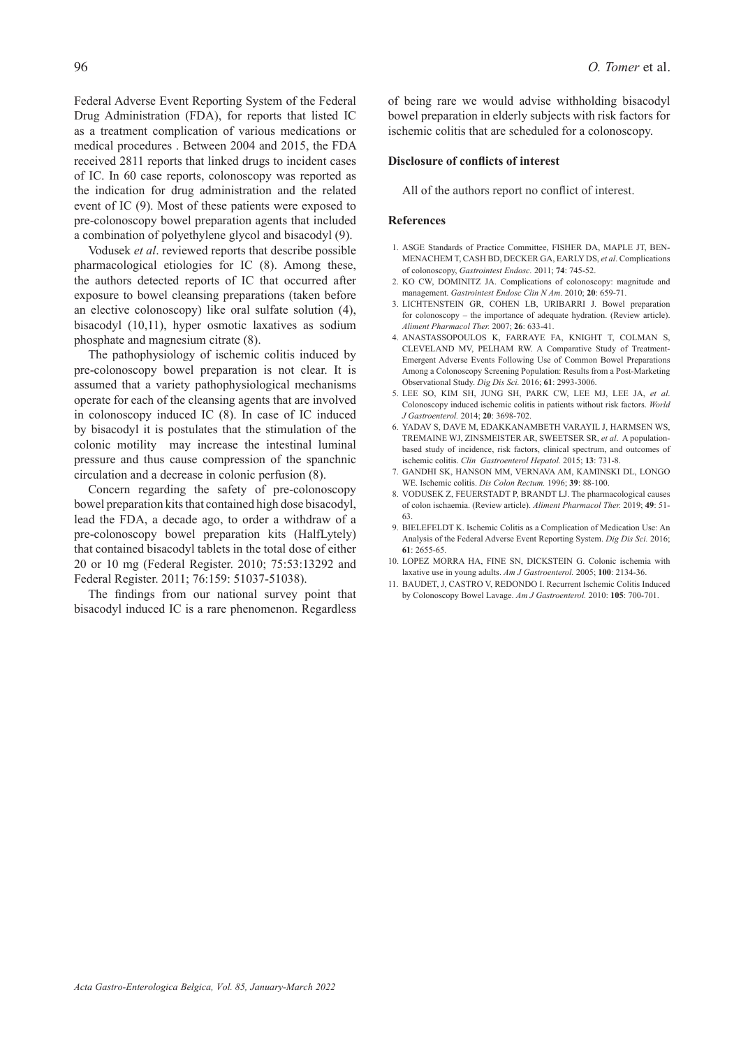Federal Adverse Event Reporting System of the Federal Drug Administration (FDA), for reports that listed IC as a treatment complication of various medications or medical procedures . Between 2004 and 2015, the FDA received 2811 reports that linked drugs to incident cases of IC. In 60 case reports, colonoscopy was reported as the indication for drug administration and the related event of IC (9). Most of these patients were exposed to pre-colonoscopy bowel preparation agents that included a combination of polyethylene glycol and bisacodyl (9).

Vodusek *et al*. reviewed reports that describe possible pharmacological etiologies for IC (8). Among these, the authors detected reports of IC that occurred after exposure to bowel cleansing preparations (taken before an elective colonoscopy) like oral sulfate solution (4), bisacodyl (10,11), hyper osmotic laxatives as sodium phosphate and magnesium citrate (8).

The pathophysiology of ischemic colitis induced by pre-colonoscopy bowel preparation is not clear. It is assumed that a variety pathophysiological mechanisms operate for each of the cleansing agents that are involved in colonoscopy induced IC (8). In case of IC induced by bisacodyl it is postulates that the stimulation of the colonic motility may increase the intestinal luminal pressure and thus cause compression of the spanchnic circulation and a decrease in colonic perfusion (8).

Concern regarding the safety of pre-colonoscopy bowel preparation kits that contained high dose bisacodyl, lead the FDA, a decade ago, to order a withdraw of a pre-colonoscopy bowel preparation kits (HalfLytely) that contained bisacodyl tablets in the total dose of either 20 or 10 mg (Federal Register. 2010; 75:53:13292 and Federal Register. 2011; 76:159: 51037-51038).

The findings from our national survey point that bisacodyl induced IC is a rare phenomenon. Regardless of being rare we would advise withholding bisacodyl bowel preparation in elderly subjects with risk factors for ischemic colitis that are scheduled for a colonoscopy.

## Disclosure of conflicts of interest

All of the authors report no conflict of interest.

## References

1. ASGE Standards of Practice Committee, FISHER DA, MAPLE JT, BEN-MENACHEM T, CASH BD, DECKER GA, EARLY DS, *et al*. Complications of colonoscopy, *Gastrointest Endosc.* 2011; **74**: 745-52.
2. KO CW, DOMINITZ JA. Complications of colonoscopy: magnitude and management. *Gastrointest Endosc Clin N Am*. 2010; **20**: 659-71.
3. LICHTENSTEIN GR, COHEN LB, URIBARRI J. Bowel preparation for colonoscopy – the importance of adequate hydration. (Review article). *Aliment Pharmacol Ther.* 2007; **26**: 633-41.
4. ANASTASSOPOULOS K, FARRAYE FA, KNIGHT T, COLMAN S, CLEVELAND MV, PELHAM RW. A Comparative Study of Treatment-Emergent Adverse Events Following Use of Common Bowel Preparations Among a Colonoscopy Screening Population: Results from a Post-Marketing Observational Study. *Dig Dis Sci.* 2016; **61**: 2993-3006.
5. LEE SO, KIM SH, JUNG SH, PARK CW, LEE MJ, LEE JA, *et al*. Colonoscopy induced ischemic colitis in patients without risk factors. *World J Gastroenterol.* 2014; **20**: 3698-702.
6. YADAV S, DAVE M, EDAKKANAMBETH VARAYIL J, HARMSEN WS, TREMAINE WJ, ZINSMEISTER AR, SWEETSER SR, *et al*. A population-based study of incidence, risk factors, clinical spectrum, and outcomes of ischemic colitis. *Clin Gastroenterol Hepatol*. 2015; **13**: 731-8.
7. GANDHI SK, HANSON MM, VERNAVA AM, KAMINSKI DL, LONGO WE. Ischemic colitis. *Dis Colon Rectum.* 1996; **39**: 88-100.
8. VODUSEK Z, FEUERSTADT P, BRANDT LJ. The pharmacological causes of colon ischaemia. (Review article). *Aliment Pharmacol Ther.* 2019; **49**: 51-63.
9. BIELEFELDT K. Ischemic Colitis as a Complication of Medication Use: An Analysis of the Federal Adverse Event Reporting System. *Dig Dis Sci.* 2016; **61**: 2655-65.
10. LOPEZ MORRA HA, FINE SN, DICKSTEIN G. Colonic ischemia with laxative use in young adults. *Am J Gastroenterol.* 2005; **100**: 2134-36.
11. BAUDET, J, CASTRO V, REDONDO I. Recurrent Ischemic Colitis Induced by Colonoscopy Bowel Lavage. *Am J Gastroenterol.* 2010: **105**: 700-701.